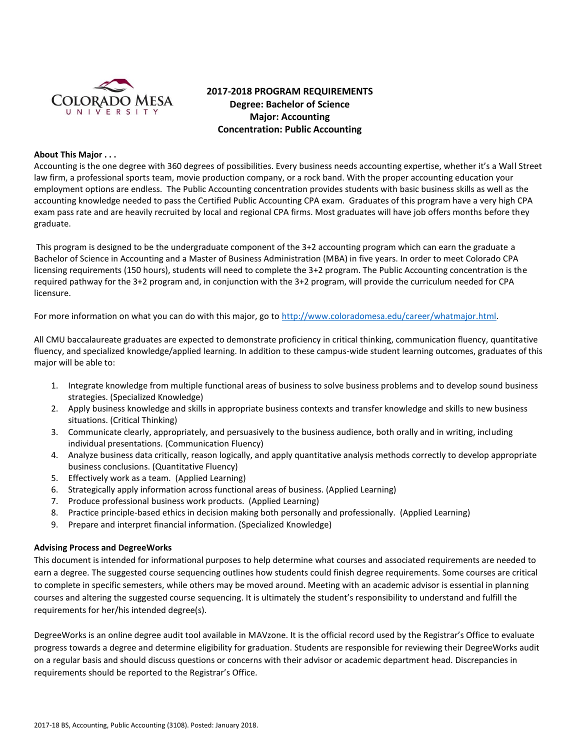# 2017-2018 PROGRAM REQUIREMENTS
## Degree: Bachelor of Science
## Major: Accounting
## Concentration: Public Accounting

**About This Major . . .**

Accounting is the one degree with 360 degrees of possibilities. Every business needs accounting expertise, whether it's a Wall Street law firm, a professional sports team, movie production company, or a rock band. With the proper accounting education your employment options are endless. The Public Accounting concentration provides students with basic business skills as well as the accounting knowledge needed to pass the Certified Public Accounting CPA exam. Graduates of this program have a very high CPA exam pass rate and are heavily recruited by local and regional CPA firms. Most graduates will have job offers months before they graduate.

This program is designed to be the undergraduate component of the 3+2 accounting program which can earn the graduate a Bachelor of Science in Accounting and a Master of Business Administration (MBA) in five years. In order to meet Colorado CPA licensing requirements (150 hours), students will need to complete the 3+2 program. The Public Accounting concentration is the required pathway for the 3+2 program and, in conjunction with the 3+2 program, will provide the curriculum needed for CPA licensure.

For more information on what you can do with this major, go to http://www.coloradomesa.edu/career/whatmajor.html.

All CMU baccalaureate graduates are expected to demonstrate proficiency in critical thinking, communication fluency, quantitative fluency, and specialized knowledge/applied learning. In addition to these campus-wide student learning outcomes, graduates of this major will be able to:

1. Integrate knowledge from multiple functional areas of business to solve business problems and to develop sound business strategies. (Specialized Knowledge)
2. Apply business knowledge and skills in appropriate business contexts and transfer knowledge and skills to new business situations. (Critical Thinking)
3. Communicate clearly, appropriately, and persuasively to the business audience, both orally and in writing, including individual presentations. (Communication Fluency)
4. Analyze business data critically, reason logically, and apply quantitative analysis methods correctly to develop appropriate business conclusions. (Quantitative Fluency)
5. Effectively work as a team. (Applied Learning)
6. Strategically apply information across functional areas of business. (Applied Learning)
7. Produce professional business work products. (Applied Learning)
8. Practice principle-based ethics in decision making both personally and professionally. (Applied Learning)
9. Prepare and interpret financial information. (Specialized Knowledge)

**Advising Process and DegreeWorks**

This document is intended for informational purposes to help determine what courses and associated requirements are needed to earn a degree. The suggested course sequencing outlines how students could finish degree requirements. Some courses are critical to complete in specific semesters, while others may be moved around. Meeting with an academic advisor is essential in planning courses and altering the suggested course sequencing. It is ultimately the student's responsibility to understand and fulfill the requirements for her/his intended degree(s).

DegreeWorks is an online degree audit tool available in MAVzone. It is the official record used by the Registrar's Office to evaluate progress towards a degree and determine eligibility for graduation. Students are responsible for reviewing their DegreeWorks audit on a regular basis and should discuss questions or concerns with their advisor or academic department head. Discrepancies in requirements should be reported to the Registrar's Office.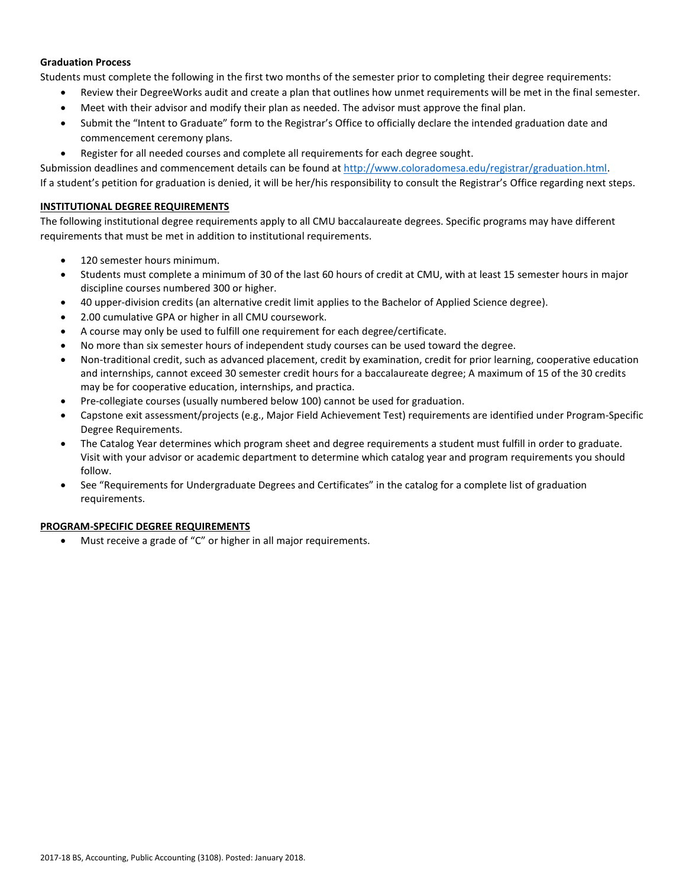**Graduation Process**

Students must complete the following in the first two months of the semester prior to completing their degree requirements:

- Review their DegreeWorks audit and create a plan that outlines how unmet requirements will be met in the final semester.
- Meet with their advisor and modify their plan as needed. The advisor must approve the final plan.
- Submit the "Intent to Graduate" form to the Registrar's Office to officially declare the intended graduation date and commencement ceremony plans.
- Register for all needed courses and complete all requirements for each degree sought.

Submission deadlines and commencement details can be found at http://www.coloradomesa.edu/registrar/graduation.html.

If a student's petition for graduation is denied, it will be her/his responsibility to consult the Registrar's Office regarding next steps.

## INSTITUTIONAL DEGREE REQUIREMENTS

The following institutional degree requirements apply to all CMU baccalaureate degrees. Specific programs may have different requirements that must be met in addition to institutional requirements.

- 120 semester hours minimum.
- Students must complete a minimum of 30 of the last 60 hours of credit at CMU, with at least 15 semester hours in major discipline courses numbered 300 or higher.
- 40 upper-division credits (an alternative credit limit applies to the Bachelor of Applied Science degree).
- 2.00 cumulative GPA or higher in all CMU coursework.
- A course may only be used to fulfill one requirement for each degree/certificate.
- No more than six semester hours of independent study courses can be used toward the degree.
- Non-traditional credit, such as advanced placement, credit by examination, credit for prior learning, cooperative education and internships, cannot exceed 30 semester credit hours for a baccalaureate degree; A maximum of 15 of the 30 credits may be for cooperative education, internships, and practica.
- Pre-collegiate courses (usually numbered below 100) cannot be used for graduation.
- Capstone exit assessment/projects (e.g., Major Field Achievement Test) requirements are identified under Program-Specific Degree Requirements.
- The Catalog Year determines which program sheet and degree requirements a student must fulfill in order to graduate. Visit with your advisor or academic department to determine which catalog year and program requirements you should follow.
- See "Requirements for Undergraduate Degrees and Certificates" in the catalog for a complete list of graduation requirements.

## PROGRAM-SPECIFIC DEGREE REQUIREMENTS

- Must receive a grade of "C" or higher in all major requirements.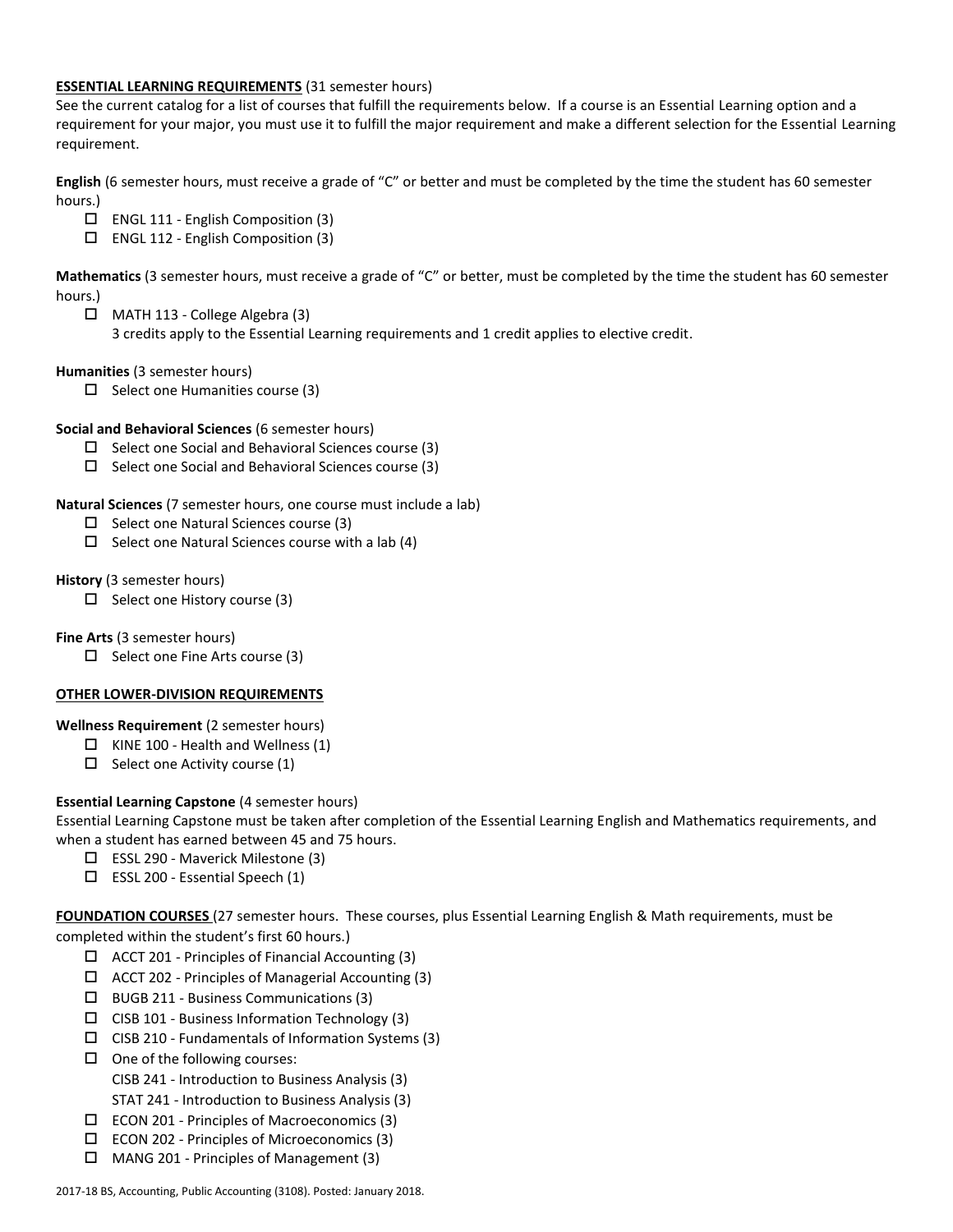**ESSENTIAL LEARNING REQUIREMENTS** (31 semester hours)

See the current catalog for a list of courses that fulfill the requirements below. If a course is an Essential Learning option and a requirement for your major, you must use it to fulfill the major requirement and make a different selection for the Essential Learning requirement.

**English** (6 semester hours, must receive a grade of "C" or better and must be completed by the time the student has 60 semester hours.)

- ☐ ENGL 111 - English Composition (3)
- ☐ ENGL 112 - English Composition (3)

**Mathematics** (3 semester hours, must receive a grade of "C" or better, must be completed by the time the student has 60 semester hours.)

- ☐ MATH 113 - College Algebra (3)
  3 credits apply to the Essential Learning requirements and 1 credit applies to elective credit.

**Humanities** (3 semester hours)

- ☐ Select one Humanities course (3)

**Social and Behavioral Sciences** (6 semester hours)

- ☐ Select one Social and Behavioral Sciences course (3)
- ☐ Select one Social and Behavioral Sciences course (3)

**Natural Sciences** (7 semester hours, one course must include a lab)

- ☐ Select one Natural Sciences course (3)
- ☐ Select one Natural Sciences course with a lab (4)

**History** (3 semester hours)

- ☐ Select one History course (3)

**Fine Arts** (3 semester hours)

- ☐ Select one Fine Arts course (3)

**OTHER LOWER-DIVISION REQUIREMENTS**

**Wellness Requirement** (2 semester hours)

- ☐ KINE 100 - Health and Wellness (1)
- ☐ Select one Activity course (1)

**Essential Learning Capstone** (4 semester hours)

Essential Learning Capstone must be taken after completion of the Essential Learning English and Mathematics requirements, and when a student has earned between 45 and 75 hours.

- ☐ ESSL 290 - Maverick Milestone (3)
- ☐ ESSL 200 - Essential Speech (1)

**FOUNDATION COURSES** (27 semester hours. These courses, plus Essential Learning English & Math requirements, must be completed within the student's first 60 hours.)

- ☐ ACCT 201 - Principles of Financial Accounting (3)
- ☐ ACCT 202 - Principles of Managerial Accounting (3)
- ☐ BUGB 211 - Business Communications (3)
- ☐ CISB 101 - Business Information Technology (3)
- ☐ CISB 210 - Fundamentals of Information Systems (3)
- ☐ One of the following courses:
  CISB 241 - Introduction to Business Analysis (3)
  STAT 241 - Introduction to Business Analysis (3)
- ☐ ECON 201 - Principles of Macroeconomics (3)
- ☐ ECON 202 - Principles of Microeconomics (3)
- ☐ MANG 201 - Principles of Management (3)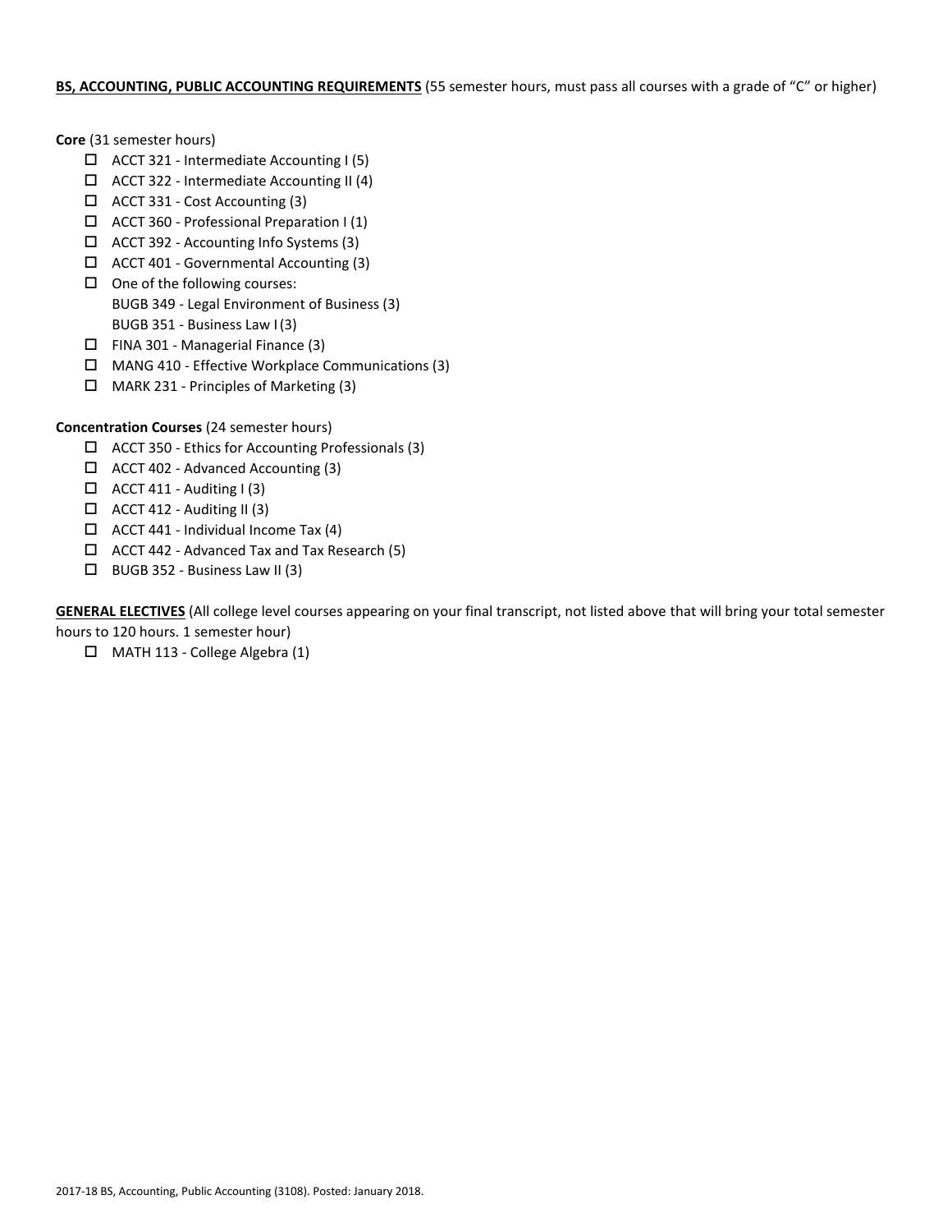**BS, ACCOUNTING, PUBLIC ACCOUNTING REQUIREMENTS** (55 semester hours, must pass all courses with a grade of "C" or higher)

**Core** (31 semester hours)

- ☐ ACCT 321 - Intermediate Accounting I (5)
- ☐ ACCT 322 - Intermediate Accounting II (4)
- ☐ ACCT 331 - Cost Accounting (3)
- ☐ ACCT 360 - Professional Preparation I (1)
- ☐ ACCT 392 - Accounting Info Systems (3)
- ☐ ACCT 401 - Governmental Accounting (3)
- ☐ One of the following courses:
  BUGB 349 - Legal Environment of Business (3)
  BUGB 351 - Business Law I (3)
- ☐ FINA 301 - Managerial Finance (3)
- ☐ MANG 410 - Effective Workplace Communications (3)
- ☐ MARK 231 - Principles of Marketing (3)

**Concentration Courses** (24 semester hours)

- ☐ ACCT 350 - Ethics for Accounting Professionals (3)
- ☐ ACCT 402 - Advanced Accounting (3)
- ☐ ACCT 411 - Auditing I (3)
- ☐ ACCT 412 - Auditing II (3)
- ☐ ACCT 441 - Individual Income Tax (4)
- ☐ ACCT 442 - Advanced Tax and Tax Research (5)
- ☐ BUGB 352 - Business Law II (3)

**GENERAL ELECTIVES** (All college level courses appearing on your final transcript, not listed above that will bring your total semester hours to 120 hours. 1 semester hour)

- ☐ MATH 113 - College Algebra (1)

2017-18 BS, Accounting, Public Accounting (3108). Posted: January 2018.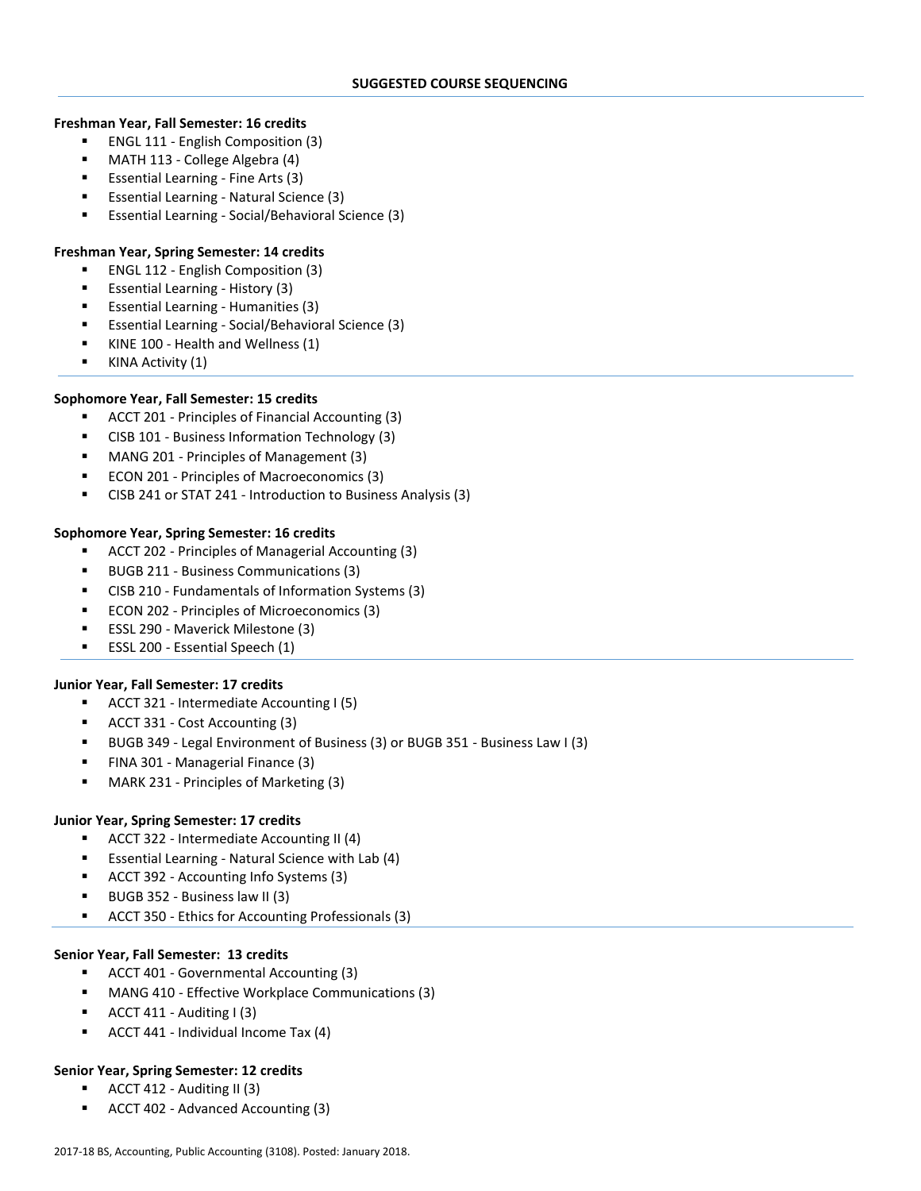## SUGGESTED COURSE SEQUENCING

**Freshman Year, Fall Semester: 16 credits**

- ENGL 111 - English Composition (3)
- MATH 113 - College Algebra (4)
- Essential Learning - Fine Arts (3)
- Essential Learning - Natural Science (3)
- Essential Learning - Social/Behavioral Science (3)

**Freshman Year, Spring Semester: 14 credits**

- ENGL 112 - English Composition (3)
- Essential Learning - History (3)
- Essential Learning - Humanities (3)
- Essential Learning - Social/Behavioral Science (3)
- KINE 100 - Health and Wellness (1)
- KINA Activity (1)

**Sophomore Year, Fall Semester: 15 credits**

- ACCT 201 - Principles of Financial Accounting (3)
- CISB 101 - Business Information Technology (3)
- MANG 201 - Principles of Management (3)
- ECON 201 - Principles of Macroeconomics (3)
- CISB 241 or STAT 241 - Introduction to Business Analysis (3)

**Sophomore Year, Spring Semester: 16 credits**

- ACCT 202 - Principles of Managerial Accounting (3)
- BUGB 211 - Business Communications (3)
- CISB 210 - Fundamentals of Information Systems (3)
- ECON 202 - Principles of Microeconomics (3)
- ESSL 290 - Maverick Milestone (3)
- ESSL 200 - Essential Speech (1)

**Junior Year, Fall Semester: 17 credits**

- ACCT 321 - Intermediate Accounting I (5)
- ACCT 331 - Cost Accounting (3)
- BUGB 349 - Legal Environment of Business (3) or BUGB 351 - Business Law I (3)
- FINA 301 - Managerial Finance (3)
- MARK 231 - Principles of Marketing (3)

**Junior Year, Spring Semester: 17 credits**

- ACCT 322 - Intermediate Accounting II (4)
- Essential Learning - Natural Science with Lab (4)
- ACCT 392 - Accounting Info Systems (3)
- BUGB 352 - Business law II (3)
- ACCT 350 - Ethics for Accounting Professionals (3)

**Senior Year, Fall Semester: 13 credits**

- ACCT 401 - Governmental Accounting (3)
- MANG 410 - Effective Workplace Communications (3)
- ACCT 411 - Auditing I (3)
- ACCT 441 - Individual Income Tax (4)

**Senior Year, Spring Semester: 12 credits**

- ACCT 412 - Auditing II (3)
- ACCT 402 - Advanced Accounting (3)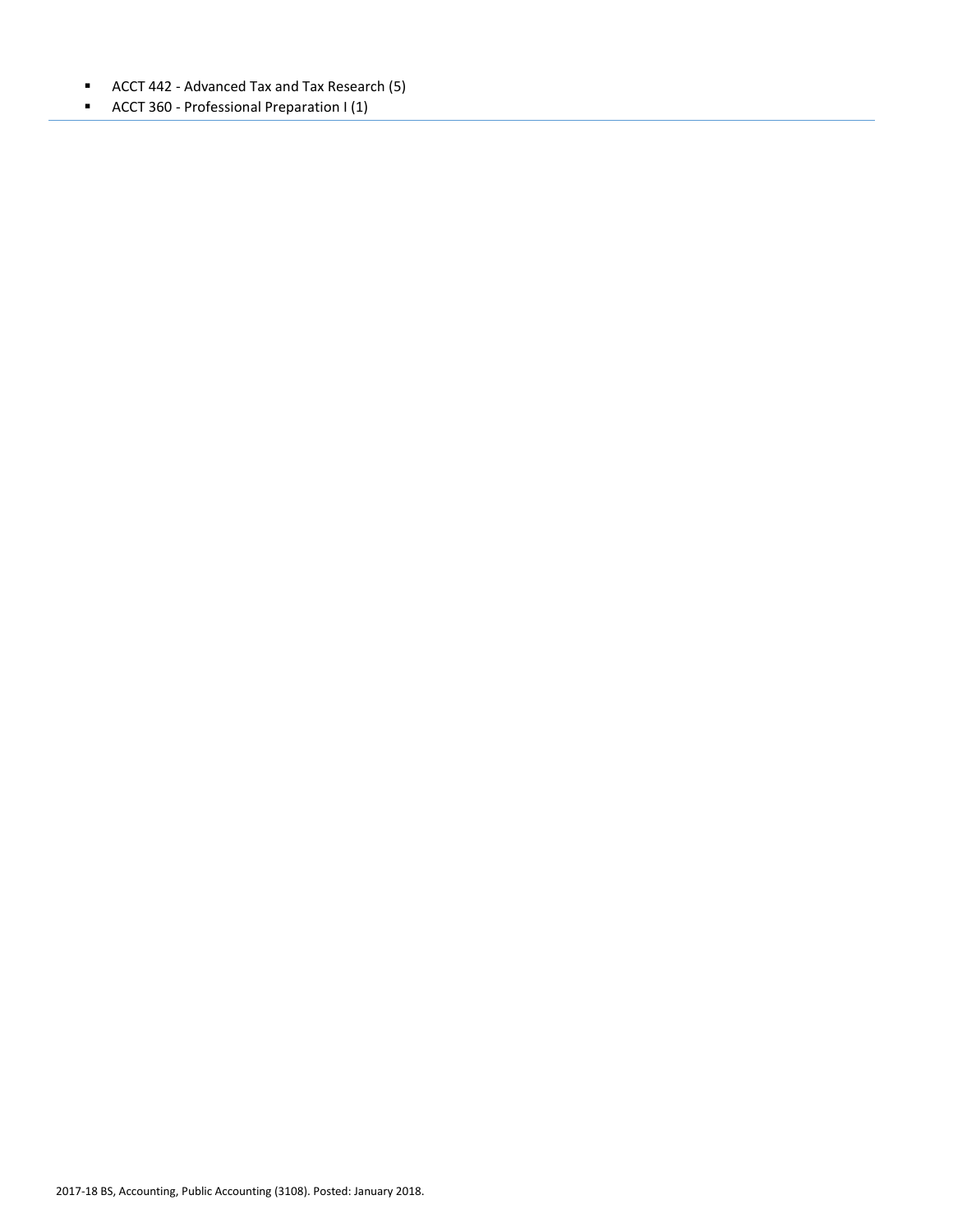- ACCT 442 - Advanced Tax and Tax Research (5)
- ACCT 360 - Professional Preparation I (1)

---

2017-18 BS, Accounting, Public Accounting (3108). Posted: January 2018.